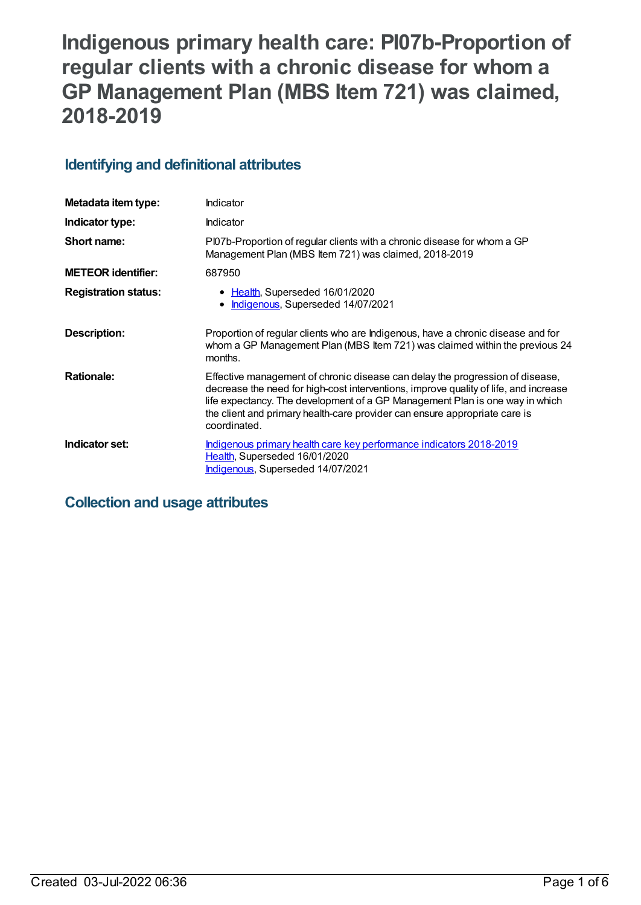# Indigenous primary health care: PI07b-Proportion of regular clients with a chronic disease for whom a GP Management Plan (MBS Item 721) was claimed, 2018-2019

## Identifying and definitional attributes

| | |
|---|---|
| **Metadata item type:** | Indicator |
| **Indicator type:** | Indicator |
| **Short name:** | PI07b-Proportion of regular clients with a chronic disease for whom a GP Management Plan (MBS Item 721) was claimed, 2018-2019 |
| **METEOR identifier:** | 687950 |
| **Registration status:** | • Health, Superseded 16/01/2020<br>• Indigenous, Superseded 14/07/2021 |
| **Description:** | Proportion of regular clients who are Indigenous, have a chronic disease and for whom a GP Management Plan (MBS Item 721) was claimed within the previous 24 months. |
| **Rationale:** | Effective management of chronic disease can delay the progression of disease, decrease the need for high-cost interventions, improve quality of life, and increase life expectancy. The development of a GP Management Plan is one way in which the client and primary health-care provider can ensure appropriate care is coordinated. |
| **Indicator set:** | Indigenous primary health care key performance indicators 2018-2019<br>Health, Superseded 16/01/2020<br>Indigenous, Superseded 14/07/2021 |

## Collection and usage attributes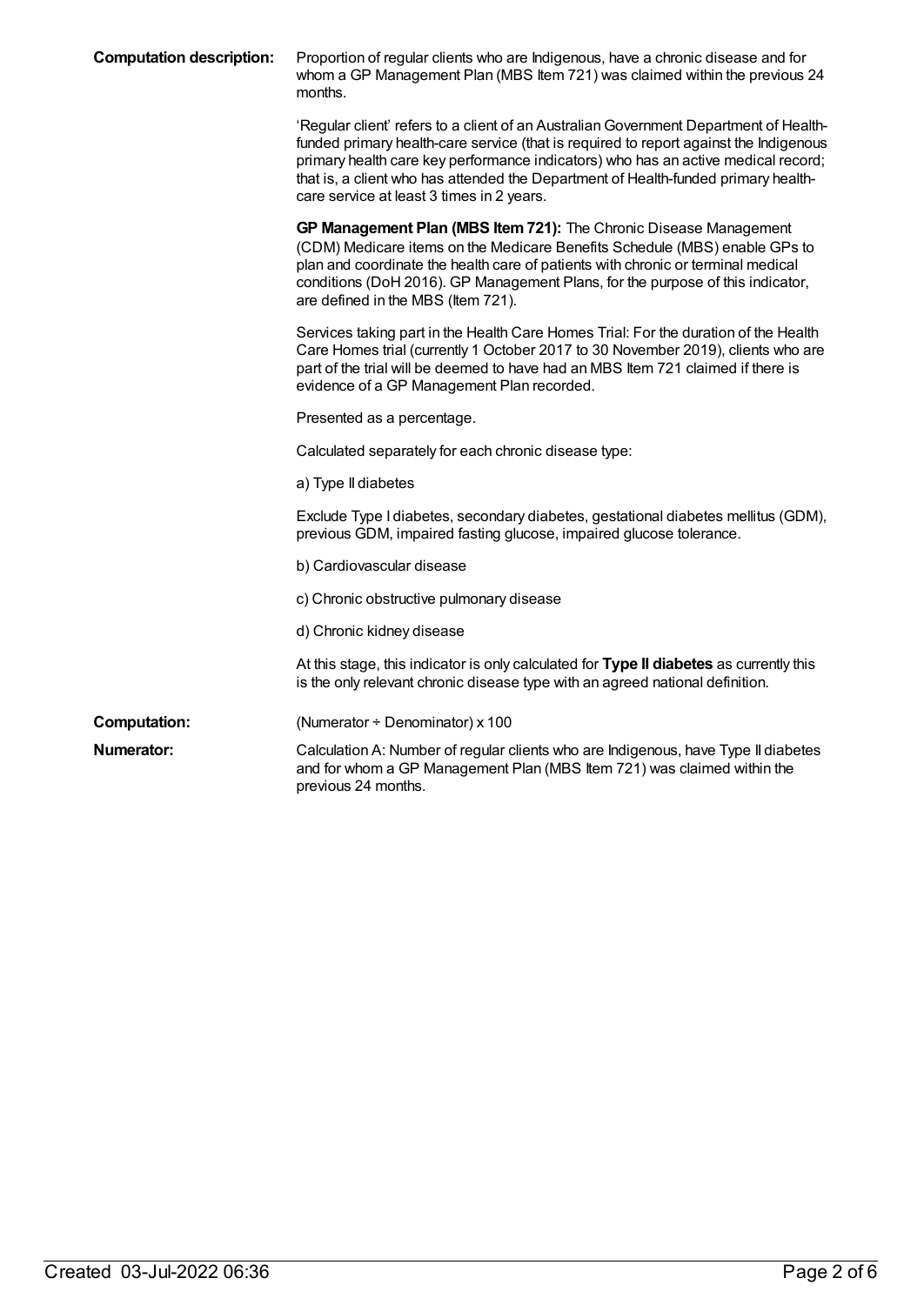**Computation description:** Proportion of regular clients who are Indigenous, have a chronic disease and for whom a GP Management Plan (MBS Item 721) was claimed within the previous 24 months.

'Regular client' refers to a client of an Australian Government Department of Health-funded primary health-care service (that is required to report against the Indigenous primary health care key performance indicators) who has an active medical record; that is, a client who has attended the Department of Health-funded primary health-care service at least 3 times in 2 years.

**GP Management Plan (MBS Item 721):** The Chronic Disease Management (CDM) Medicare items on the Medicare Benefits Schedule (MBS) enable GPs to plan and coordinate the health care of patients with chronic or terminal medical conditions (DoH 2016). GP Management Plans, for the purpose of this indicator, are defined in the MBS (Item 721).

Services taking part in the Health Care Homes Trial: For the duration of the Health Care Homes trial (currently 1 October 2017 to 30 November 2019), clients who are part of the trial will be deemed to have had an MBS Item 721 claimed if there is evidence of a GP Management Plan recorded.

Presented as a percentage.

Calculated separately for each chronic disease type:

a) Type II diabetes

Exclude Type I diabetes, secondary diabetes, gestational diabetes mellitus (GDM), previous GDM, impaired fasting glucose, impaired glucose tolerance.

b) Cardiovascular disease

c) Chronic obstructive pulmonary disease

d) Chronic kidney disease

At this stage, this indicator is only calculated for **Type II diabetes** as currently this is the only relevant chronic disease type with an agreed national definition.

**Computation:** (Numerator ÷ Denominator) x 100

**Numerator:** Calculation A: Number of regular clients who are Indigenous, have Type II diabetes and for whom a GP Management Plan (MBS Item 721) was claimed within the previous 24 months.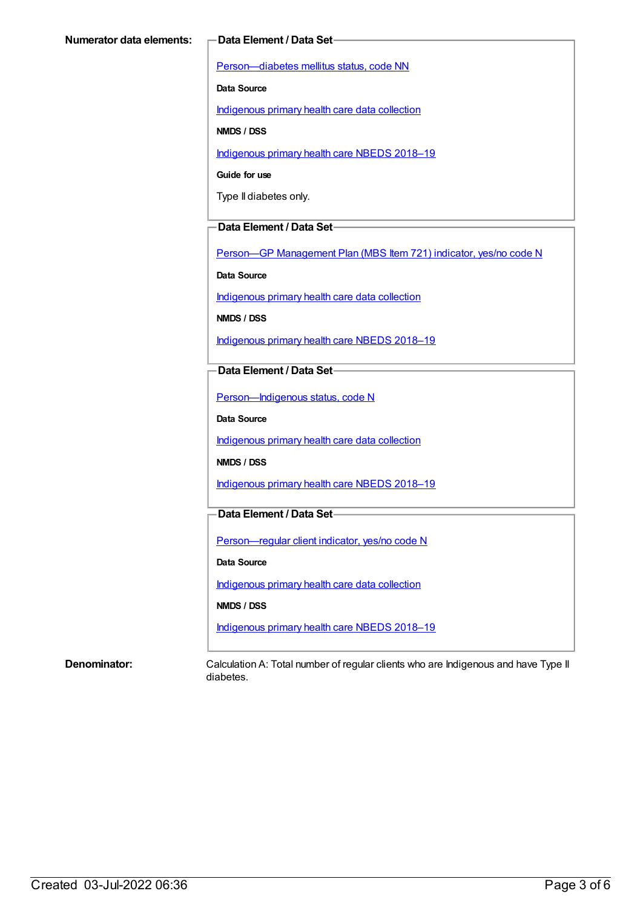**Numerator data elements:**

**Data Element / Data Set**

Person—diabetes mellitus status, code NN

**Data Source**

Indigenous primary health care data collection

**NMDS / DSS**

Indigenous primary health care NBEDS 2018–19

**Guide for use**

Type II diabetes only.

**Data Element / Data Set**

Person—GP Management Plan (MBS Item 721) indicator, yes/no code N

**Data Source**

Indigenous primary health care data collection

**NMDS / DSS**

Indigenous primary health care NBEDS 2018–19

**Data Element / Data Set**

Person—Indigenous status, code N

**Data Source**

Indigenous primary health care data collection

**NMDS / DSS**

Indigenous primary health care NBEDS 2018–19

**Data Element / Data Set**

Person—regular client indicator, yes/no code N

**Data Source**

Indigenous primary health care data collection

**NMDS / DSS**

Indigenous primary health care NBEDS 2018–19

**Denominator:**

Calculation A: Total number of regular clients who are Indigenous and have Type II diabetes.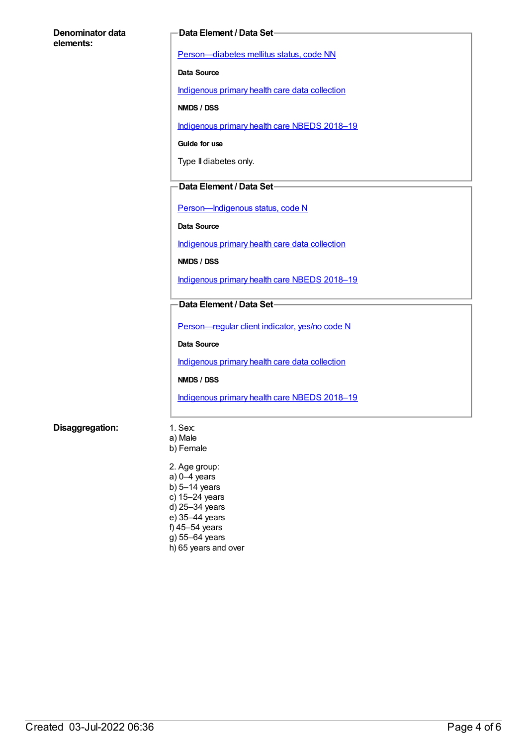**Denominator data elements:**

**Data Element / Data Set**

Person—diabetes mellitus status, code NN

**Data Source**

Indigenous primary health care data collection

**NMDS / DSS**

Indigenous primary health care NBEDS 2018–19

**Guide for use**

Type II diabetes only.

**Data Element / Data Set**

Person—Indigenous status, code N

**Data Source**

Indigenous primary health care data collection

**NMDS / DSS**

Indigenous primary health care NBEDS 2018–19

**Data Element / Data Set**

Person—regular client indicator, yes/no code N

**Data Source**

Indigenous primary health care data collection

**NMDS / DSS**

Indigenous primary health care NBEDS 2018–19

**Disaggregation:**

1. Sex:
a) Male
b) Female

2. Age group:
a) 0–4 years
b) 5–14 years
c) 15–24 years
d) 25–34 years
e) 35–44 years
f) 45–54 years
g) 55–64 years
h) 65 years and over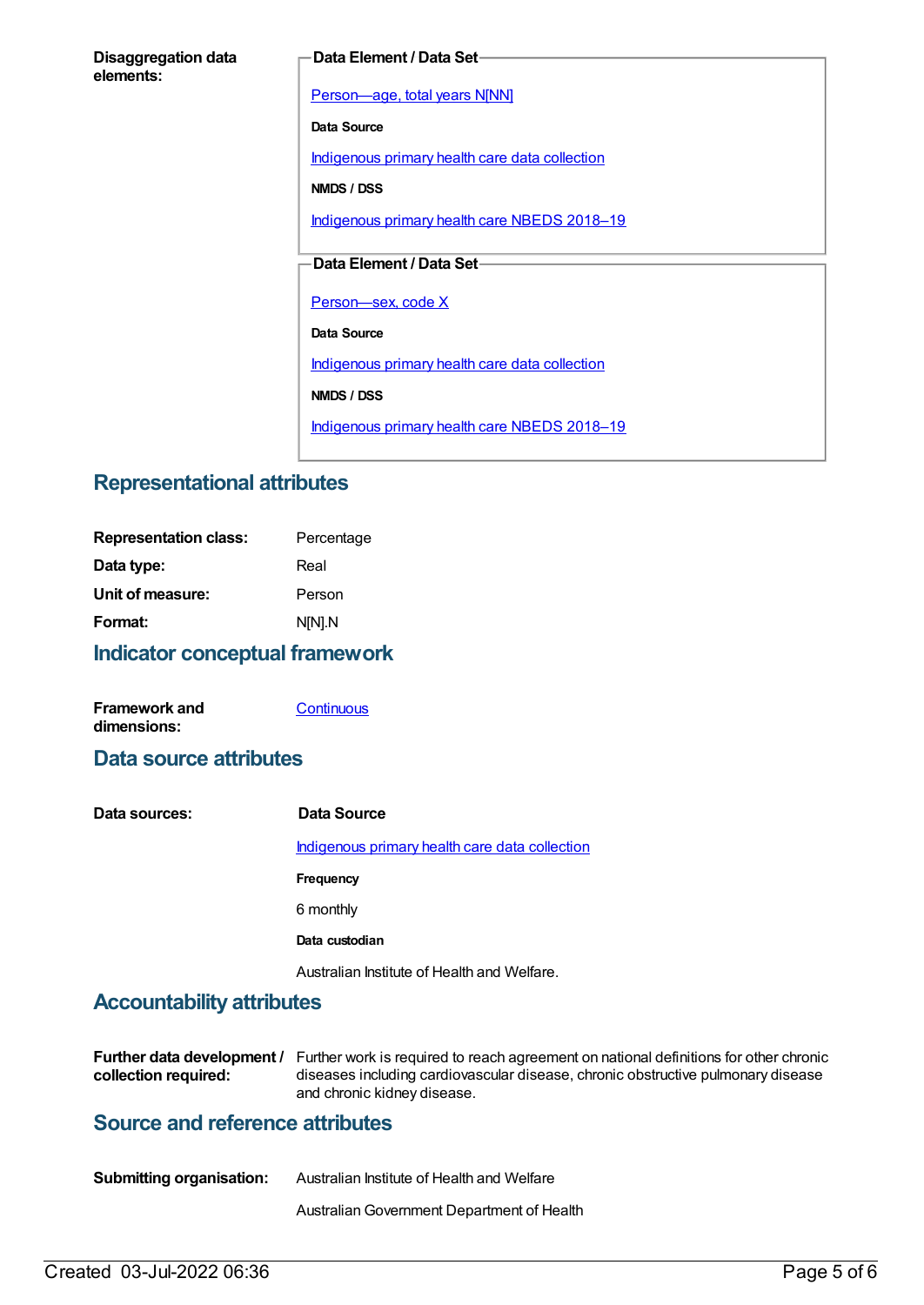**Disaggregation data elements:**

**Data Element / Data Set**

Person—age, total years N[NN]

**Data Source**

Indigenous primary health care data collection

**NMDS / DSS**

Indigenous primary health care NBEDS 2018–19

**Data Element / Data Set**

Person—sex, code X

**Data Source**

Indigenous primary health care data collection

**NMDS / DSS**

Indigenous primary health care NBEDS 2018–19

## Representational attributes

| | |
|---|---|
| **Representation class:** | Percentage |
| **Data type:** | Real |
| **Unit of measure:** | Person |
| **Format:** | N[N].N |

## Indicator conceptual framework

**Framework and dimensions:** Continuous

## Data source attributes

**Data sources:**

**Data Source**

Indigenous primary health care data collection

**Frequency**

6 monthly

**Data custodian**

Australian Institute of Health and Welfare.

## Accountability attributes

**Further data development / collection required:** Further work is required to reach agreement on national definitions for other chronic diseases including cardiovascular disease, chronic obstructive pulmonary disease and chronic kidney disease.

## Source and reference attributes

**Submitting organisation:** Australian Institute of Health and Welfare

Australian Government Department of Health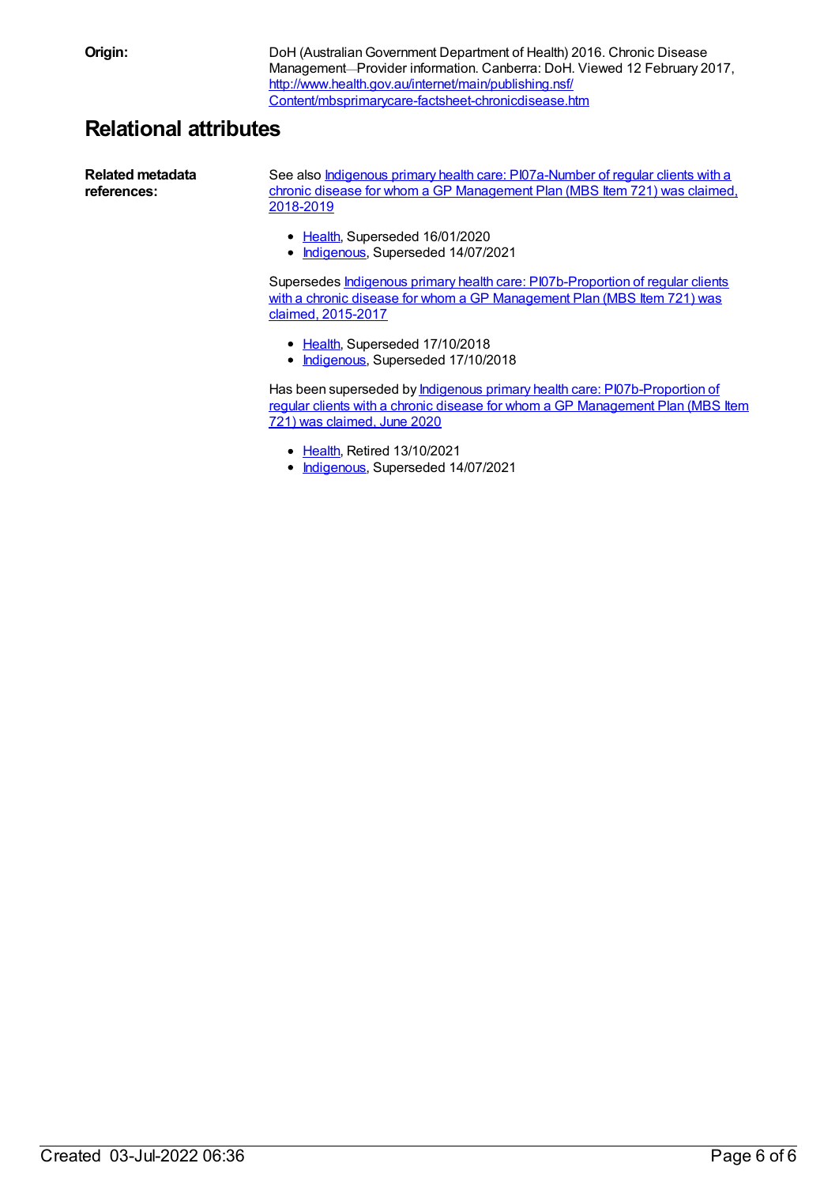**Origin:** DoH (Australian Government Department of Health) 2016. Chronic Disease Management—Provider information. Canberra: DoH. Viewed 12 February 2017, http://www.health.gov.au/internet/main/publishing.nsf/Content/mbsprimarycare-factsheet-chronicdisease.htm

## Relational attributes

**Related metadata references:**

See also Indigenous primary health care: PI07a-Number of regular clients with a chronic disease for whom a GP Management Plan (MBS Item 721) was claimed, 2018-2019

- Health, Superseded 16/01/2020
- Indigenous, Superseded 14/07/2021

Supersedes Indigenous primary health care: PI07b-Proportion of regular clients with a chronic disease for whom a GP Management Plan (MBS Item 721) was claimed, 2015-2017

- Health, Superseded 17/10/2018
- Indigenous, Superseded 17/10/2018

Has been superseded by Indigenous primary health care: PI07b-Proportion of regular clients with a chronic disease for whom a GP Management Plan (MBS Item 721) was claimed, June 2020

- Health, Retired 13/10/2021
- Indigenous, Superseded 14/07/2021